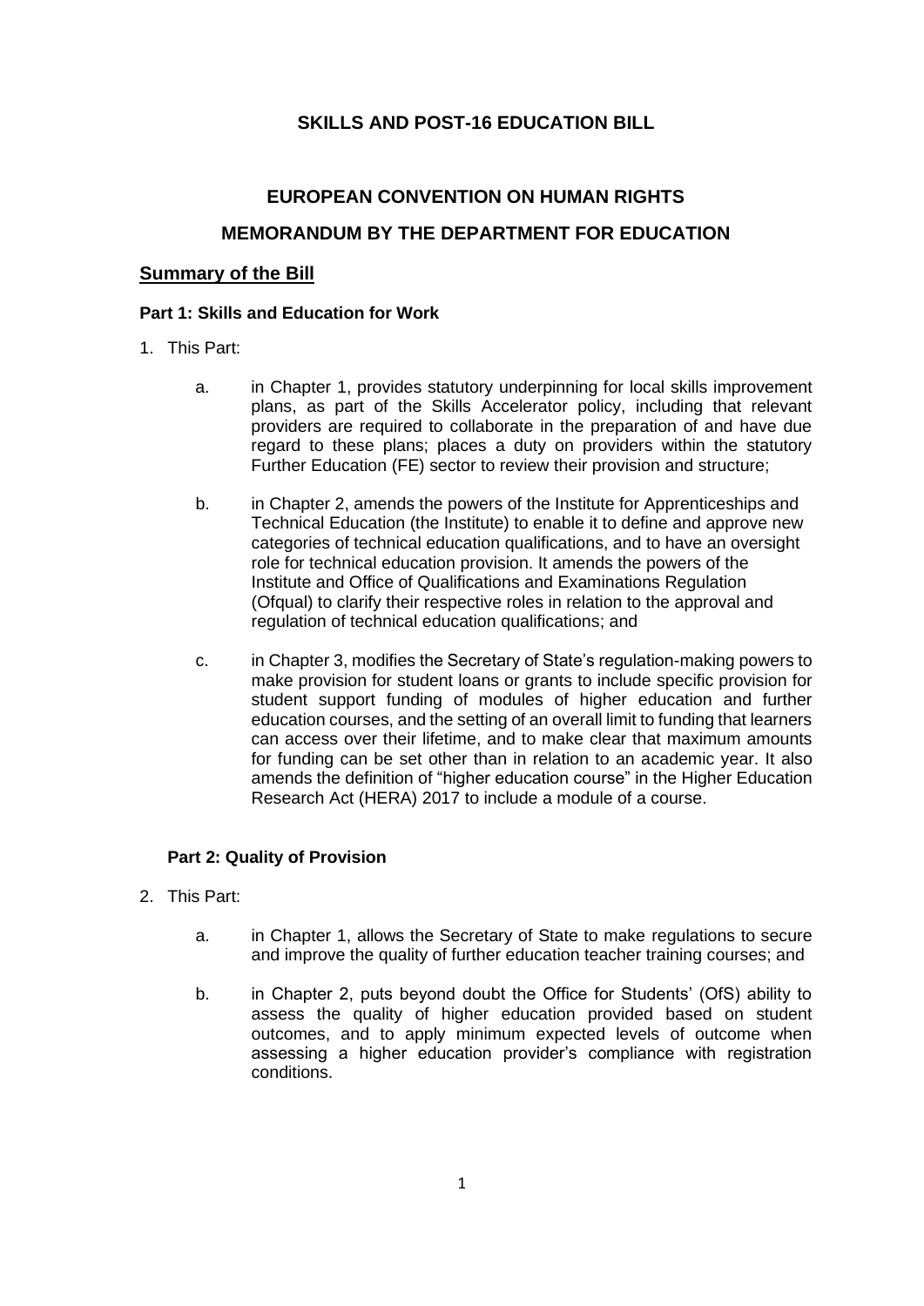# SKILLS AND POST-16 EDUCATION BILL

## EUROPEAN CONVENTION ON HUMAN RIGHTS

## MEMORANDUM BY THE DEPARTMENT FOR EDUCATION

## Summary of the Bill

### Part 1: Skills and Education for Work

1. This Part:

   a. in Chapter 1, provides statutory underpinning for local skills improvement plans, as part of the Skills Accelerator policy, including that relevant providers are required to collaborate in the preparation of and have due regard to these plans; places a duty on providers within the statutory Further Education (FE) sector to review their provision and structure;

   b. in Chapter 2, amends the powers of the Institute for Apprenticeships and Technical Education (the Institute) to enable it to define and approve new categories of technical education qualifications, and to have an oversight role for technical education provision. It amends the powers of the Institute and Office of Qualifications and Examinations Regulation (Ofqual) to clarify their respective roles in relation to the approval and regulation of technical education qualifications; and

   c. in Chapter 3, modifies the Secretary of State's regulation-making powers to make provision for student loans or grants to include specific provision for student support funding of modules of higher education and further education courses, and the setting of an overall limit to funding that learners can access over their lifetime, and to make clear that maximum amounts for funding can be set other than in relation to an academic year. It also amends the definition of "higher education course" in the Higher Education Research Act (HERA) 2017 to include a module of a course.

### Part 2: Quality of Provision

2. This Part:

   a. in Chapter 1, allows the Secretary of State to make regulations to secure and improve the quality of further education teacher training courses; and

   b. in Chapter 2, puts beyond doubt the Office for Students' (OfS) ability to assess the quality of higher education provided based on student outcomes, and to apply minimum expected levels of outcome when assessing a higher education provider's compliance with registration conditions.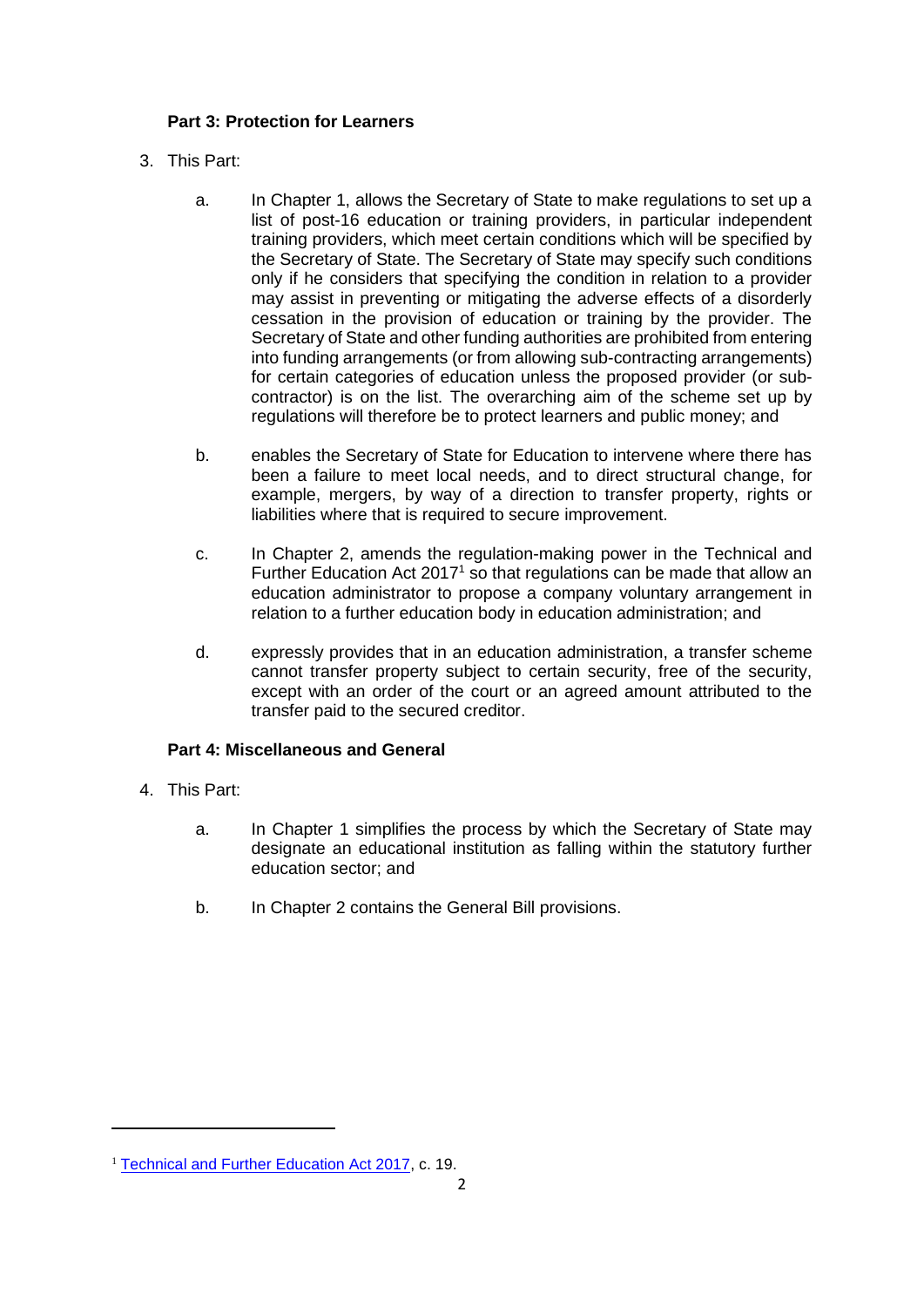### Part 3: Protection for Learners

3. This Part:

   a. In Chapter 1, allows the Secretary of State to make regulations to set up a list of post-16 education or training providers, in particular independent training providers, which meet certain conditions which will be specified by the Secretary of State. The Secretary of State may specify such conditions only if he considers that specifying the condition in relation to a provider may assist in preventing or mitigating the adverse effects of a disorderly cessation in the provision of education or training by the provider. The Secretary of State and other funding authorities are prohibited from entering into funding arrangements (or from allowing sub-contracting arrangements) for certain categories of education unless the proposed provider (or sub-contractor) is on the list. The overarching aim of the scheme set up by regulations will therefore be to protect learners and public money; and

   b. enables the Secretary of State for Education to intervene where there has been a failure to meet local needs, and to direct structural change, for example, mergers, by way of a direction to transfer property, rights or liabilities where that is required to secure improvement.

   c. In Chapter 2, amends the regulation-making power in the Technical and Further Education Act 2017[1] so that regulations can be made that allow an education administrator to propose a company voluntary arrangement in relation to a further education body in education administration; and

   d. expressly provides that in an education administration, a transfer scheme cannot transfer property subject to certain security, free of the security, except with an order of the court or an agreed amount attributed to the transfer paid to the secured creditor.

### Part 4: Miscellaneous and General

4. This Part:

   a. In Chapter 1 simplifies the process by which the Secretary of State may designate an educational institution as falling within the statutory further education sector; and

   b. In Chapter 2 contains the General Bill provisions.

---

[1] Technical and Further Education Act 2017, c. 19.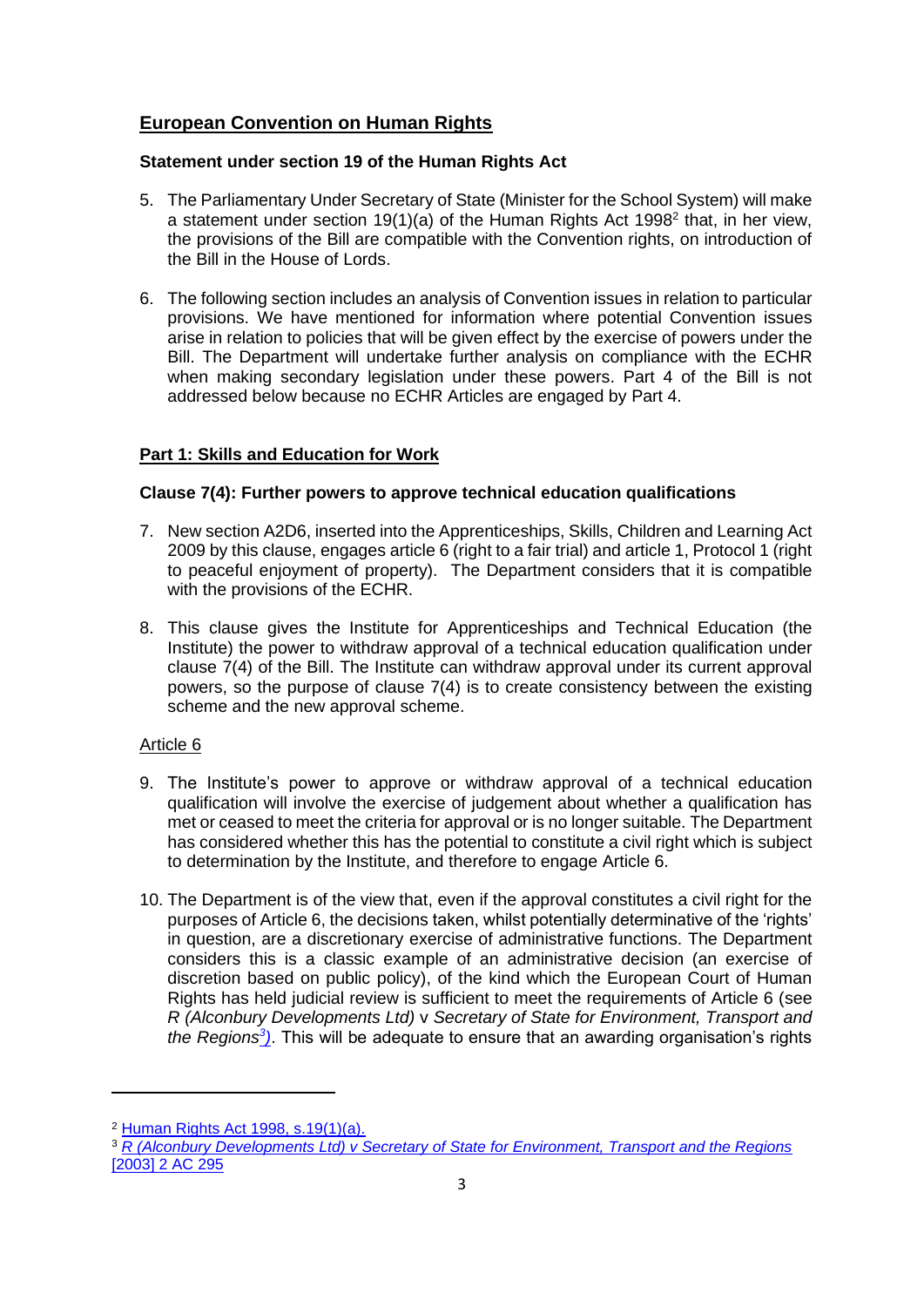## European Convention on Human Rights

### Statement under section 19 of the Human Rights Act

5. The Parliamentary Under Secretary of State (Minister for the School System) will make a statement under section 19(1)(a) of the Human Rights Act 1998[2] that, in her view, the provisions of the Bill are compatible with the Convention rights, on introduction of the Bill in the House of Lords.

6. The following section includes an analysis of Convention issues in relation to particular provisions. We have mentioned for information where potential Convention issues arise in relation to policies that will be given effect by the exercise of powers under the Bill. The Department will undertake further analysis on compliance with the ECHR when making secondary legislation under these powers. Part 4 of the Bill is not addressed below because no ECHR Articles are engaged by Part 4.

## Part 1: Skills and Education for Work

### Clause 7(4): Further powers to approve technical education qualifications

7. New section A2D6, inserted into the Apprenticeships, Skills, Children and Learning Act 2009 by this clause, engages article 6 (right to a fair trial) and article 1, Protocol 1 (right to peaceful enjoyment of property). The Department considers that it is compatible with the provisions of the ECHR.

8. This clause gives the Institute for Apprenticeships and Technical Education (the Institute) the power to withdraw approval of a technical education qualification under clause 7(4) of the Bill. The Institute can withdraw approval under its current approval powers, so the purpose of clause 7(4) is to create consistency between the existing scheme and the new approval scheme.

Article 6

9. The Institute's power to approve or withdraw approval of a technical education qualification will involve the exercise of judgement about whether a qualification has met or ceased to meet the criteria for approval or is no longer suitable. The Department has considered whether this has the potential to constitute a civil right which is subject to determination by the Institute, and therefore to engage Article 6.

10. The Department is of the view that, even if the approval constitutes a civil right for the purposes of Article 6, the decisions taken, whilst potentially determinative of the 'rights' in question, are a discretionary exercise of administrative functions. The Department considers this is a classic example of an administrative decision (an exercise of discretion based on public policy), of the kind which the European Court of Human Rights has held judicial review is sufficient to meet the requirements of Article 6 (see *R (Alconbury Developments Ltd)* v *Secretary of State for Environment, Transport and the Regions*[3]). This will be adequate to ensure that an awarding organisation's rights

---

[2] Human Rights Act 1998, s.19(1)(a).

[3] *R (Alconbury Developments Ltd) v Secretary of State for Environment, Transport and the Regions* [2003] 2 AC 295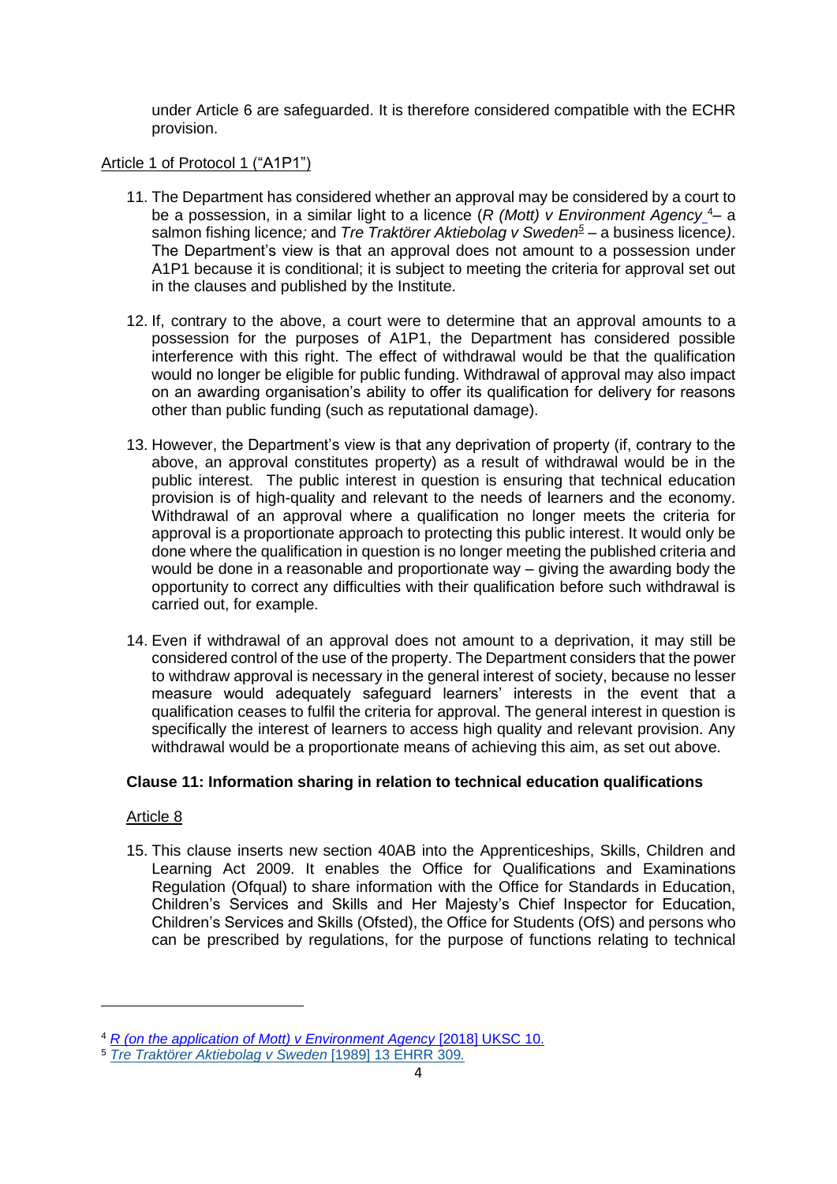under Article 6 are safeguarded. It is therefore considered compatible with the ECHR provision.

Article 1 of Protocol 1 ("A1P1")

11. The Department has considered whether an approval may be considered by a court to be a possession, in a similar light to a licence (*R (Mott) v Environment Agency* [4]– a salmon fishing licence; and *Tre Traktörer Aktiebolag v Sweden*[5] – a business licence). The Department's view is that an approval does not amount to a possession under A1P1 because it is conditional; it is subject to meeting the criteria for approval set out in the clauses and published by the Institute.

12. If, contrary to the above, a court were to determine that an approval amounts to a possession for the purposes of A1P1, the Department has considered possible interference with this right. The effect of withdrawal would be that the qualification would no longer be eligible for public funding. Withdrawal of approval may also impact on an awarding organisation's ability to offer its qualification for delivery for reasons other than public funding (such as reputational damage).

13. However, the Department's view is that any deprivation of property (if, contrary to the above, an approval constitutes property) as a result of withdrawal would be in the public interest. The public interest in question is ensuring that technical education provision is of high-quality and relevant to the needs of learners and the economy. Withdrawal of an approval where a qualification no longer meets the criteria for approval is a proportionate approach to protecting this public interest. It would only be done where the qualification in question is no longer meeting the published criteria and would be done in a reasonable and proportionate way – giving the awarding body the opportunity to correct any difficulties with their qualification before such withdrawal is carried out, for example.

14. Even if withdrawal of an approval does not amount to a deprivation, it may still be considered control of the use of the property. The Department considers that the power to withdraw approval is necessary in the general interest of society, because no lesser measure would adequately safeguard learners' interests in the event that a qualification ceases to fulfil the criteria for approval. The general interest in question is specifically the interest of learners to access high quality and relevant provision. Any withdrawal would be a proportionate means of achieving this aim, as set out above.

**Clause 11: Information sharing in relation to technical education qualifications**

Article 8

15. This clause inserts new section 40AB into the Apprenticeships, Skills, Children and Learning Act 2009. It enables the Office for Qualifications and Examinations Regulation (Ofqual) to share information with the Office for Standards in Education, Children's Services and Skills and Her Majesty's Chief Inspector for Education, Children's Services and Skills (Ofsted), the Office for Students (OfS) and persons who can be prescribed by regulations, for the purpose of functions relating to technical

---

[4] *R (on the application of Mott) v Environment Agency* [2018] UKSC 10.

[5] *Tre Traktörer Aktiebolag v Sweden* [1989] 13 EHRR 309.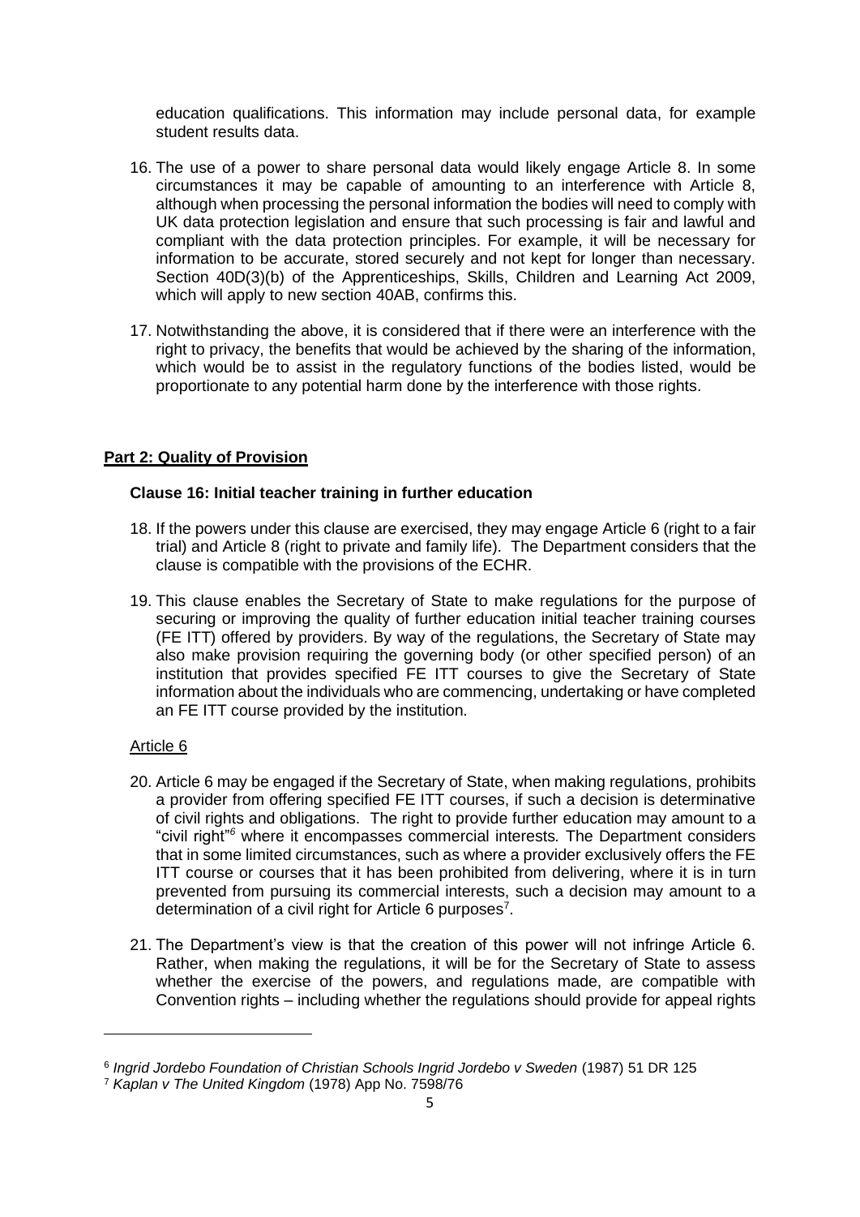education qualifications. This information may include personal data, for example student results data.

16. The use of a power to share personal data would likely engage Article 8. In some circumstances it may be capable of amounting to an interference with Article 8, although when processing the personal information the bodies will need to comply with UK data protection legislation and ensure that such processing is fair and lawful and compliant with the data protection principles. For example, it will be necessary for information to be accurate, stored securely and not kept for longer than necessary. Section 40D(3)(b) of the Apprenticeships, Skills, Children and Learning Act 2009, which will apply to new section 40AB, confirms this.

17. Notwithstanding the above, it is considered that if there were an interference with the right to privacy, the benefits that would be achieved by the sharing of the information, which would be to assist in the regulatory functions of the bodies listed, would be proportionate to any potential harm done by the interference with those rights.

## Part 2: Quality of Provision

### Clause 16: Initial teacher training in further education

18. If the powers under this clause are exercised, they may engage Article 6 (right to a fair trial) and Article 8 (right to private and family life). The Department considers that the clause is compatible with the provisions of the ECHR.

19. This clause enables the Secretary of State to make regulations for the purpose of securing or improving the quality of further education initial teacher training courses (FE ITT) offered by providers. By way of the regulations, the Secretary of State may also make provision requiring the governing body (or other specified person) of an institution that provides specified FE ITT courses to give the Secretary of State information about the individuals who are commencing, undertaking or have completed an FE ITT course provided by the institution.

Article 6

20. Article 6 may be engaged if the Secretary of State, when making regulations, prohibits a provider from offering specified FE ITT courses, if such a decision is determinative of civil rights and obligations. The right to provide further education may amount to a "civil right"[6] where it encompasses commercial interests. The Department considers that in some limited circumstances, such as where a provider exclusively offers the FE ITT course or courses that it has been prohibited from delivering, where it is in turn prevented from pursuing its commercial interests, such a decision may amount to a determination of a civil right for Article 6 purposes[7].

21. The Department's view is that the creation of this power will not infringe Article 6. Rather, when making the regulations, it will be for the Secretary of State to assess whether the exercise of the powers, and regulations made, are compatible with Convention rights – including whether the regulations should provide for appeal rights

---

[6] *Ingrid Jordebo Foundation of Christian Schools Ingrid Jordebo v Sweden* (1987) 51 DR 125

[7] *Kaplan v The United Kingdom* (1978) App No. 7598/76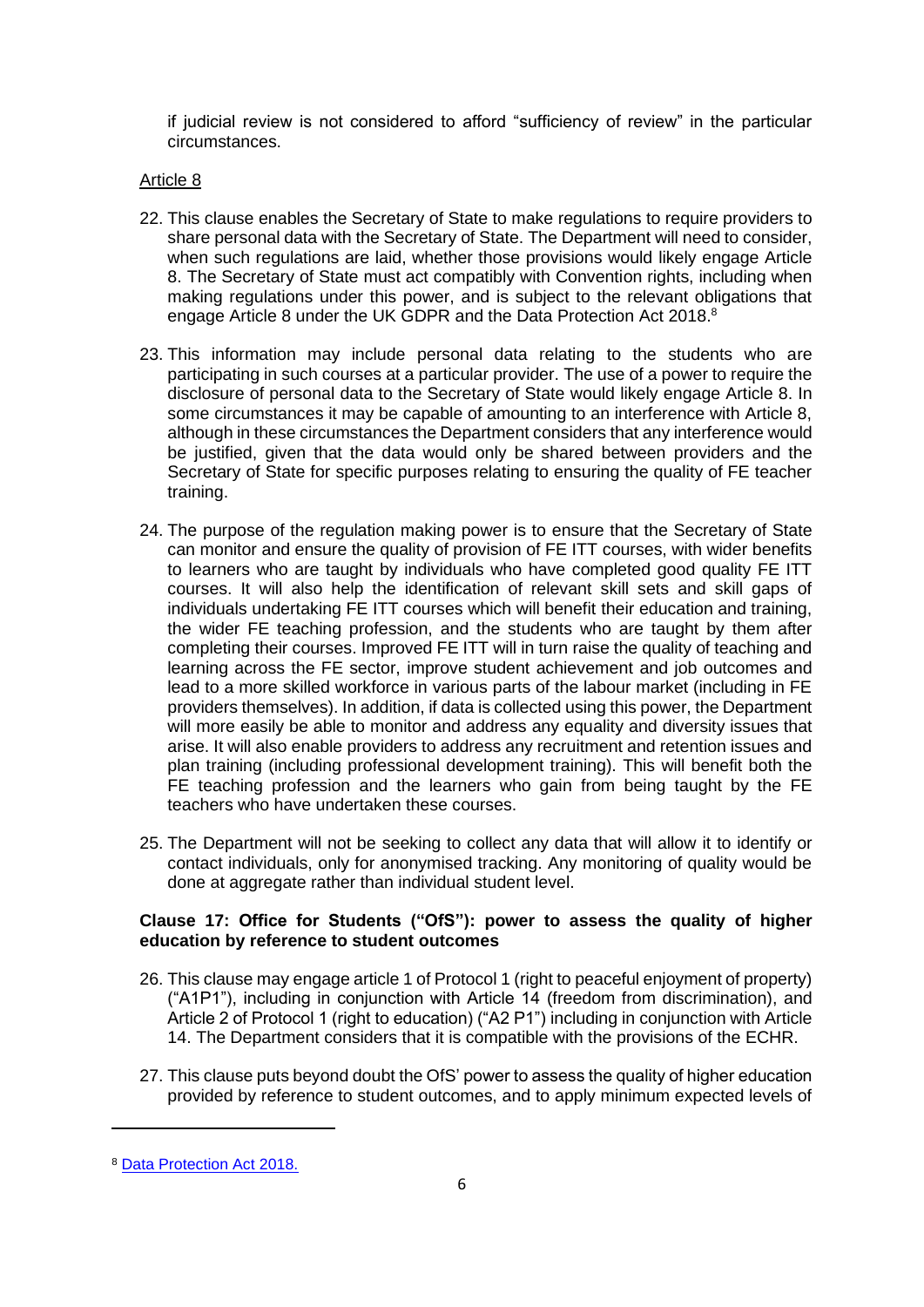if judicial review is not considered to afford "sufficiency of review" in the particular circumstances.

Article 8

22. This clause enables the Secretary of State to make regulations to require providers to share personal data with the Secretary of State. The Department will need to consider, when such regulations are laid, whether those provisions would likely engage Article 8. The Secretary of State must act compatibly with Convention rights, including when making regulations under this power, and is subject to the relevant obligations that engage Article 8 under the UK GDPR and the Data Protection Act 2018.[8]

23. This information may include personal data relating to the students who are participating in such courses at a particular provider. The use of a power to require the disclosure of personal data to the Secretary of State would likely engage Article 8. In some circumstances it may be capable of amounting to an interference with Article 8, although in these circumstances the Department considers that any interference would be justified, given that the data would only be shared between providers and the Secretary of State for specific purposes relating to ensuring the quality of FE teacher training.

24. The purpose of the regulation making power is to ensure that the Secretary of State can monitor and ensure the quality of provision of FE ITT courses, with wider benefits to learners who are taught by individuals who have completed good quality FE ITT courses. It will also help the identification of relevant skill sets and skill gaps of individuals undertaking FE ITT courses which will benefit their education and training, the wider FE teaching profession, and the students who are taught by them after completing their courses. Improved FE ITT will in turn raise the quality of teaching and learning across the FE sector, improve student achievement and job outcomes and lead to a more skilled workforce in various parts of the labour market (including in FE providers themselves). In addition, if data is collected using this power, the Department will more easily be able to monitor and address any equality and diversity issues that arise. It will also enable providers to address any recruitment and retention issues and plan training (including professional development training). This will benefit both the FE teaching profession and the learners who gain from being taught by the FE teachers who have undertaken these courses.

25. The Department will not be seeking to collect any data that will allow it to identify or contact individuals, only for anonymised tracking. Any monitoring of quality would be done at aggregate rather than individual student level.

**Clause 17: Office for Students ("OfS"): power to assess the quality of higher education by reference to student outcomes**

26. This clause may engage article 1 of Protocol 1 (right to peaceful enjoyment of property) ("A1P1"), including in conjunction with Article 14 (freedom from discrimination), and Article 2 of Protocol 1 (right to education) ("A2 P1") including in conjunction with Article 14. The Department considers that it is compatible with the provisions of the ECHR.

27. This clause puts beyond doubt the OfS' power to assess the quality of higher education provided by reference to student outcomes, and to apply minimum expected levels of

[8] Data Protection Act 2018.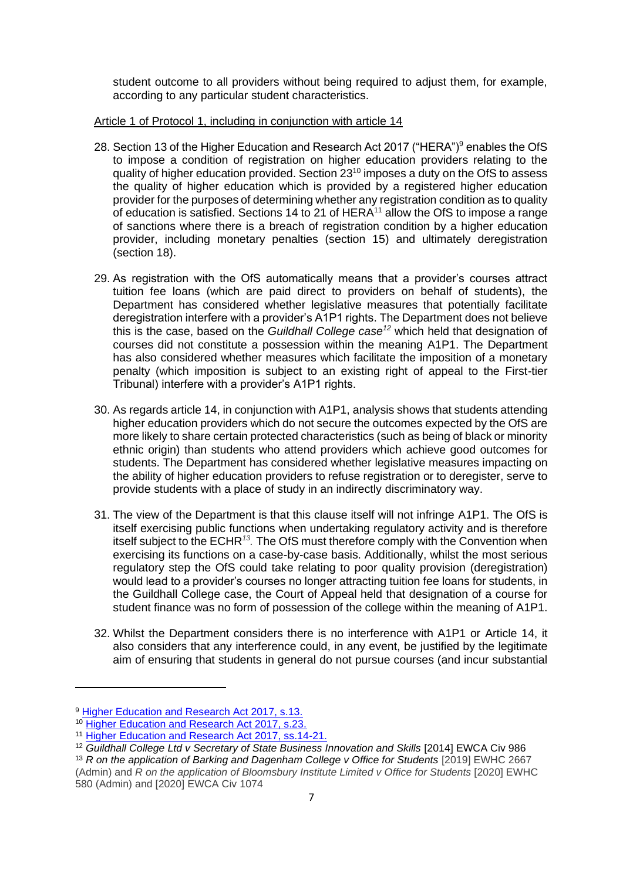student outcome to all providers without being required to adjust them, for example, according to any particular student characteristics.

Article 1 of Protocol 1, including in conjunction with article 14

28. Section 13 of the Higher Education and Research Act 2017 ("HERA")[9] enables the OfS to impose a condition of registration on higher education providers relating to the quality of higher education provided. Section 23[10] imposes a duty on the OfS to assess the quality of higher education which is provided by a registered higher education provider for the purposes of determining whether any registration condition as to quality of education is satisfied. Sections 14 to 21 of HERA[11] allow the OfS to impose a range of sanctions where there is a breach of registration condition by a higher education provider, including monetary penalties (section 15) and ultimately deregistration (section 18).

29. As registration with the OfS automatically means that a provider's courses attract tuition fee loans (which are paid direct to providers on behalf of students), the Department has considered whether legislative measures that potentially facilitate deregistration interfere with a provider's A1P1 rights. The Department does not believe this is the case, based on the *Guildhall College case*[12] which held that designation of courses did not constitute a possession within the meaning A1P1. The Department has also considered whether measures which facilitate the imposition of a monetary penalty (which imposition is subject to an existing right of appeal to the First-tier Tribunal) interfere with a provider's A1P1 rights.

30. As regards article 14, in conjunction with A1P1, analysis shows that students attending higher education providers which do not secure the outcomes expected by the OfS are more likely to share certain protected characteristics (such as being of black or minority ethnic origin) than students who attend providers which achieve good outcomes for students. The Department has considered whether legislative measures impacting on the ability of higher education providers to refuse registration or to deregister, serve to provide students with a place of study in an indirectly discriminatory way.

31. The view of the Department is that this clause itself will not infringe A1P1. The OfS is itself exercising public functions when undertaking regulatory activity and is therefore itself subject to the ECHR[13]. The OfS must therefore comply with the Convention when exercising its functions on a case-by-case basis. Additionally, whilst the most serious regulatory step the OfS could take relating to poor quality provision (deregistration) would lead to a provider's courses no longer attracting tuition fee loans for students, in the Guildhall College case, the Court of Appeal held that designation of a course for student finance was no form of possession of the college within the meaning of A1P1.

32. Whilst the Department considers there is no interference with A1P1 or Article 14, it also considers that any interference could, in any event, be justified by the legitimate aim of ensuring that students in general do not pursue courses (and incur substantial

---

[9] Higher Education and Research Act 2017, s.13.

[10] Higher Education and Research Act 2017, s.23.

[11] Higher Education and Research Act 2017, ss.14-21.

[12] *Guildhall College Ltd v Secretary of State Business Innovation and Skills* [2014] EWCA Civ 986

[13] *R on the application of Barking and Dagenham College v Office for Students* [2019] EWHC 2667 (Admin) and *R on the application of Bloomsbury Institute Limited v Office for Students* [2020] EWHC 580 (Admin) and [2020] EWCA Civ 1074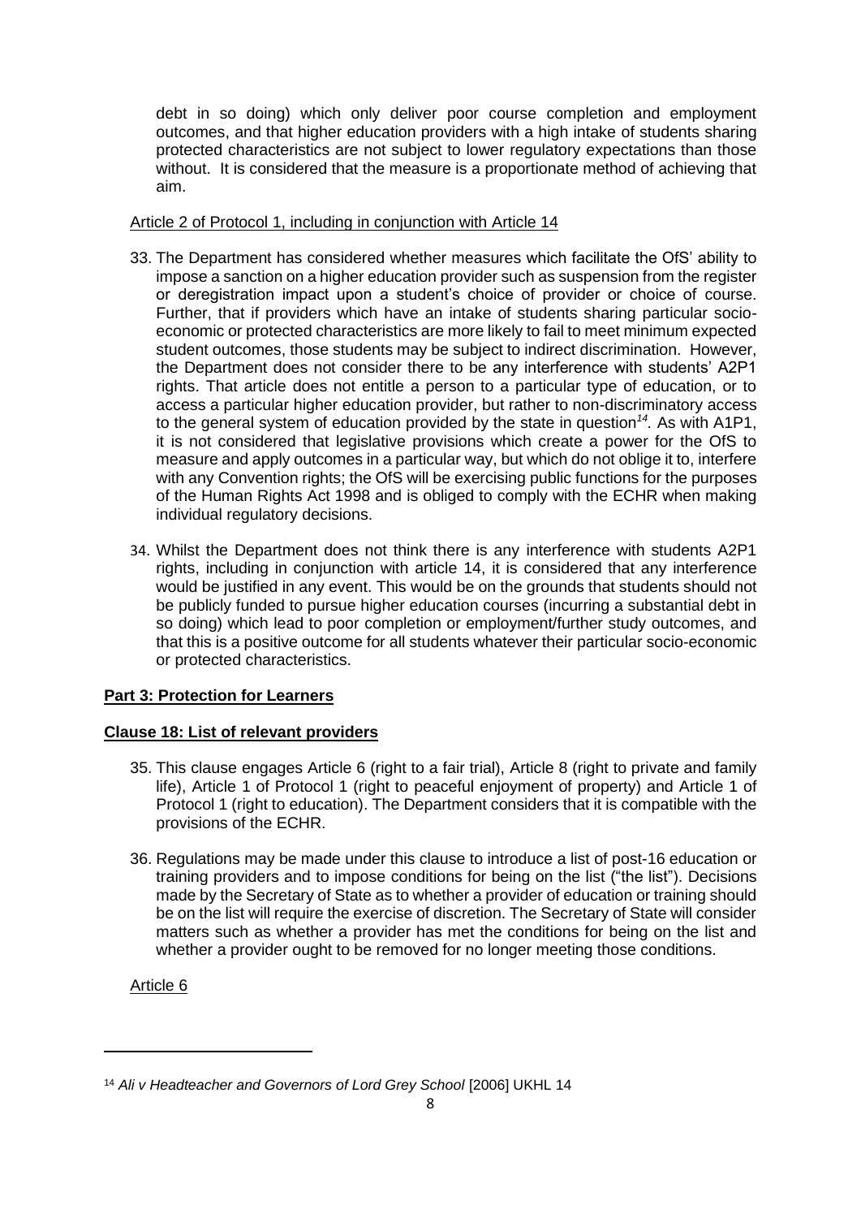debt in so doing) which only deliver poor course completion and employment outcomes, and that higher education providers with a high intake of students sharing protected characteristics are not subject to lower regulatory expectations than those without. It is considered that the measure is a proportionate method of achieving that aim.

Article 2 of Protocol 1, including in conjunction with Article 14

33. The Department has considered whether measures which facilitate the OfS' ability to impose a sanction on a higher education provider such as suspension from the register or deregistration impact upon a student's choice of provider or choice of course. Further, that if providers which have an intake of students sharing particular socio-economic or protected characteristics are more likely to fail to meet minimum expected student outcomes, those students may be subject to indirect discrimination. However, the Department does not consider there to be any interference with students' A2P1 rights. That article does not entitle a person to a particular type of education, or to access a particular higher education provider, but rather to non-discriminatory access to the general system of education provided by the state in question[14]. As with A1P1, it is not considered that legislative provisions which create a power for the OfS to measure and apply outcomes in a particular way, but which do not oblige it to, interfere with any Convention rights; the OfS will be exercising public functions for the purposes of the Human Rights Act 1998 and is obliged to comply with the ECHR when making individual regulatory decisions.

34. Whilst the Department does not think there is any interference with students A2P1 rights, including in conjunction with article 14, it is considered that any interference would be justified in any event. This would be on the grounds that students should not be publicly funded to pursue higher education courses (incurring a substantial debt in so doing) which lead to poor completion or employment/further study outcomes, and that this is a positive outcome for all students whatever their particular socio-economic or protected characteristics.

## Part 3: Protection for Learners

### Clause 18: List of relevant providers

35. This clause engages Article 6 (right to a fair trial), Article 8 (right to private and family life), Article 1 of Protocol 1 (right to peaceful enjoyment of property) and Article 1 of Protocol 1 (right to education). The Department considers that it is compatible with the provisions of the ECHR.

36. Regulations may be made under this clause to introduce a list of post-16 education or training providers and to impose conditions for being on the list ("the list"). Decisions made by the Secretary of State as to whether a provider of education or training should be on the list will require the exercise of discretion. The Secretary of State will consider matters such as whether a provider has met the conditions for being on the list and whether a provider ought to be removed for no longer meeting those conditions.

Article 6

---

[14] *Ali v Headteacher and Governors of Lord Grey School* [2006] UKHL 14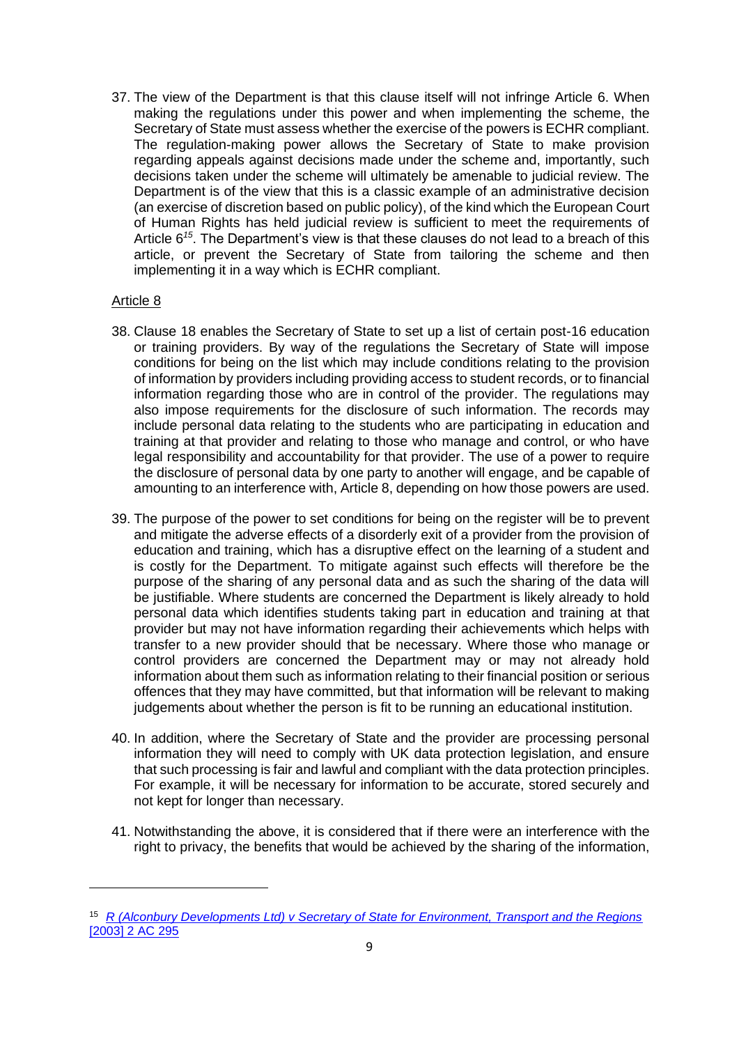37. The view of the Department is that this clause itself will not infringe Article 6. When making the regulations under this power and when implementing the scheme, the Secretary of State must assess whether the exercise of the powers is ECHR compliant. The regulation-making power allows the Secretary of State to make provision regarding appeals against decisions made under the scheme and, importantly, such decisions taken under the scheme will ultimately be amenable to judicial review. The Department is of the view that this is a classic example of an administrative decision (an exercise of discretion based on public policy), of the kind which the European Court of Human Rights has held judicial review is sufficient to meet the requirements of Article 6[15]. The Department's view is that these clauses do not lead to a breach of this article, or prevent the Secretary of State from tailoring the scheme and then implementing it in a way which is ECHR compliant.

Article 8

38. Clause 18 enables the Secretary of State to set up a list of certain post-16 education or training providers. By way of the regulations the Secretary of State will impose conditions for being on the list which may include conditions relating to the provision of information by providers including providing access to student records, or to financial information regarding those who are in control of the provider. The regulations may also impose requirements for the disclosure of such information. The records may include personal data relating to the students who are participating in education and training at that provider and relating to those who manage and control, or who have legal responsibility and accountability for that provider. The use of a power to require the disclosure of personal data by one party to another will engage, and be capable of amounting to an interference with, Article 8, depending on how those powers are used.

39. The purpose of the power to set conditions for being on the register will be to prevent and mitigate the adverse effects of a disorderly exit of a provider from the provision of education and training, which has a disruptive effect on the learning of a student and is costly for the Department. To mitigate against such effects will therefore be the purpose of the sharing of any personal data and as such the sharing of the data will be justifiable. Where students are concerned the Department is likely already to hold personal data which identifies students taking part in education and training at that provider but may not have information regarding their achievements which helps with transfer to a new provider should that be necessary. Where those who manage or control providers are concerned the Department may or may not already hold information about them such as information relating to their financial position or serious offences that they may have committed, but that information will be relevant to making judgements about whether the person is fit to be running an educational institution.

40. In addition, where the Secretary of State and the provider are processing personal information they will need to comply with UK data protection legislation, and ensure that such processing is fair and lawful and compliant with the data protection principles. For example, it will be necessary for information to be accurate, stored securely and not kept for longer than necessary.

41. Notwithstanding the above, it is considered that if there were an interference with the right to privacy, the benefits that would be achieved by the sharing of the information,

---

[15] *R (Alconbury Developments Ltd) v Secretary of State for Environment, Transport and the Regions* [2003] 2 AC 295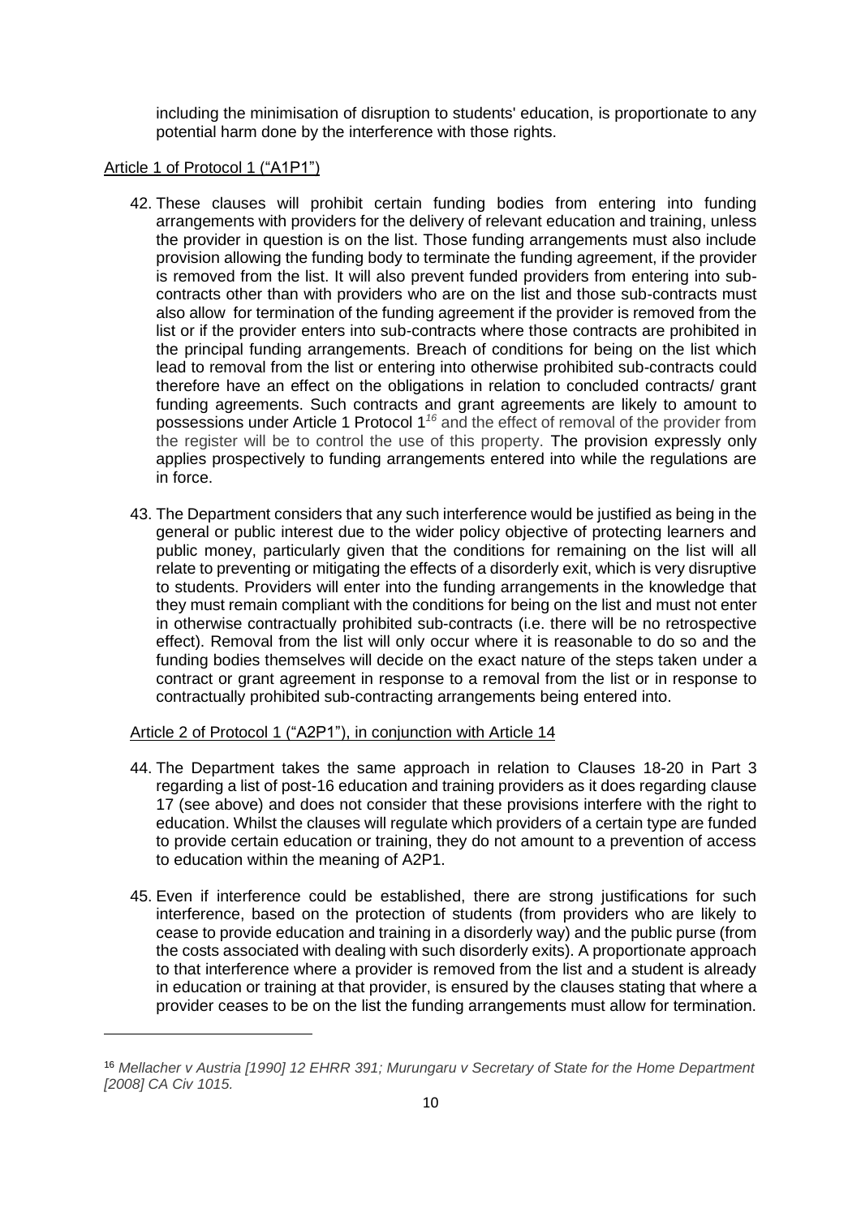including the minimisation of disruption to students' education, is proportionate to any potential harm done by the interference with those rights.

Article 1 of Protocol 1 ("A1P1")

42. These clauses will prohibit certain funding bodies from entering into funding arrangements with providers for the delivery of relevant education and training, unless the provider in question is on the list. Those funding arrangements must also include provision allowing the funding body to terminate the funding agreement, if the provider is removed from the list. It will also prevent funded providers from entering into sub-contracts other than with providers who are on the list and those sub-contracts must also allow for termination of the funding agreement if the provider is removed from the list or if the provider enters into sub-contracts where those contracts are prohibited in the principal funding arrangements. Breach of conditions for being on the list which lead to removal from the list or entering into otherwise prohibited sub-contracts could therefore have an effect on the obligations in relation to concluded contracts/ grant funding agreements. Such contracts and grant agreements are likely to amount to possessions under Article 1 Protocol 1[16] and the effect of removal of the provider from the register will be to control the use of this property. The provision expressly only applies prospectively to funding arrangements entered into while the regulations are in force.

43. The Department considers that any such interference would be justified as being in the general or public interest due to the wider policy objective of protecting learners and public money, particularly given that the conditions for remaining on the list will all relate to preventing or mitigating the effects of a disorderly exit, which is very disruptive to students. Providers will enter into the funding arrangements in the knowledge that they must remain compliant with the conditions for being on the list and must not enter in otherwise contractually prohibited sub-contracts (i.e. there will be no retrospective effect). Removal from the list will only occur where it is reasonable to do so and the funding bodies themselves will decide on the exact nature of the steps taken under a contract or grant agreement in response to a removal from the list or in response to contractually prohibited sub-contracting arrangements being entered into.

Article 2 of Protocol 1 ("A2P1"), in conjunction with Article 14

44. The Department takes the same approach in relation to Clauses 18-20 in Part 3 regarding a list of post-16 education and training providers as it does regarding clause 17 (see above) and does not consider that these provisions interfere with the right to education. Whilst the clauses will regulate which providers of a certain type are funded to provide certain education or training, they do not amount to a prevention of access to education within the meaning of A2P1.

45. Even if interference could be established, there are strong justifications for such interference, based on the protection of students (from providers who are likely to cease to provide education and training in a disorderly way) and the public purse (from the costs associated with dealing with such disorderly exits). A proportionate approach to that interference where a provider is removed from the list and a student is already in education or training at that provider, is ensured by the clauses stating that where a provider ceases to be on the list the funding arrangements must allow for termination.

---

[16] *Mellacher v Austria [1990] 12 EHRR 391; Murungaru v Secretary of State for the Home Department [2008] CA Civ 1015.*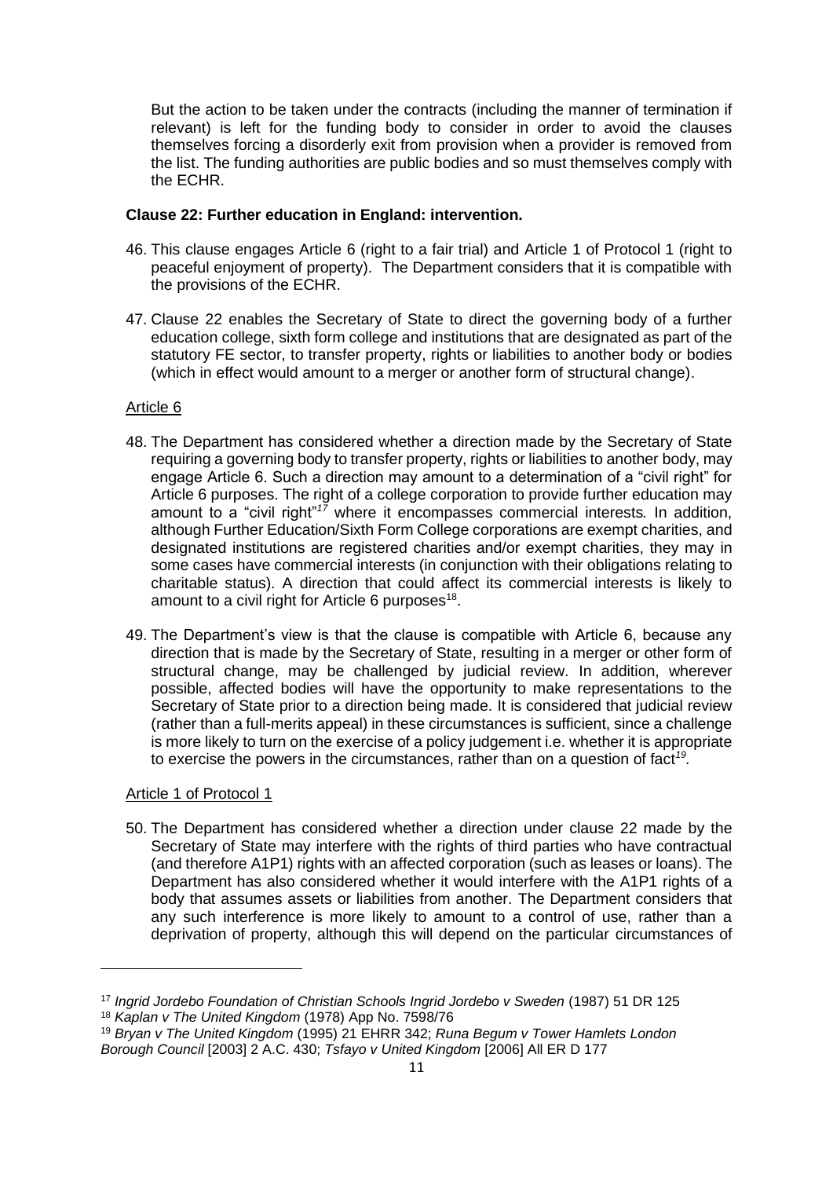But the action to be taken under the contracts (including the manner of termination if relevant) is left for the funding body to consider in order to avoid the clauses themselves forcing a disorderly exit from provision when a provider is removed from the list. The funding authorities are public bodies and so must themselves comply with the ECHR.

**Clause 22: Further education in England: intervention.**

46. This clause engages Article 6 (right to a fair trial) and Article 1 of Protocol 1 (right to peaceful enjoyment of property). The Department considers that it is compatible with the provisions of the ECHR.

47. Clause 22 enables the Secretary of State to direct the governing body of a further education college, sixth form college and institutions that are designated as part of the statutory FE sector, to transfer property, rights or liabilities to another body or bodies (which in effect would amount to a merger or another form of structural change).

Article 6

48. The Department has considered whether a direction made by the Secretary of State requiring a governing body to transfer property, rights or liabilities to another body, may engage Article 6. Such a direction may amount to a determination of a "civil right" for Article 6 purposes. The right of a college corporation to provide further education may amount to a "civil right"[17] where it encompasses commercial interests. In addition, although Further Education/Sixth Form College corporations are exempt charities, and designated institutions are registered charities and/or exempt charities, they may in some cases have commercial interests (in conjunction with their obligations relating to charitable status). A direction that could affect its commercial interests is likely to amount to a civil right for Article 6 purposes[18].

49. The Department's view is that the clause is compatible with Article 6, because any direction that is made by the Secretary of State, resulting in a merger or other form of structural change, may be challenged by judicial review. In addition, wherever possible, affected bodies will have the opportunity to make representations to the Secretary of State prior to a direction being made. It is considered that judicial review (rather than a full-merits appeal) in these circumstances is sufficient, since a challenge is more likely to turn on the exercise of a policy judgement i.e. whether it is appropriate to exercise the powers in the circumstances, rather than on a question of fact[19].

Article 1 of Protocol 1

50. The Department has considered whether a direction under clause 22 made by the Secretary of State may interfere with the rights of third parties who have contractual (and therefore A1P1) rights with an affected corporation (such as leases or loans). The Department has also considered whether it would interfere with the A1P1 rights of a body that assumes assets or liabilities from another. The Department considers that any such interference is more likely to amount to a control of use, rather than a deprivation of property, although this will depend on the particular circumstances of

---

[17] *Ingrid Jordebo Foundation of Christian Schools Ingrid Jordebo v Sweden* (1987) 51 DR 125

[18] *Kaplan v The United Kingdom* (1978) App No. 7598/76

[19] *Bryan v The United Kingdom* (1995) 21 EHRR 342; *Runa Begum v Tower Hamlets London Borough Council* [2003] 2 A.C. 430; *Tsfayo v United Kingdom* [2006] All ER D 177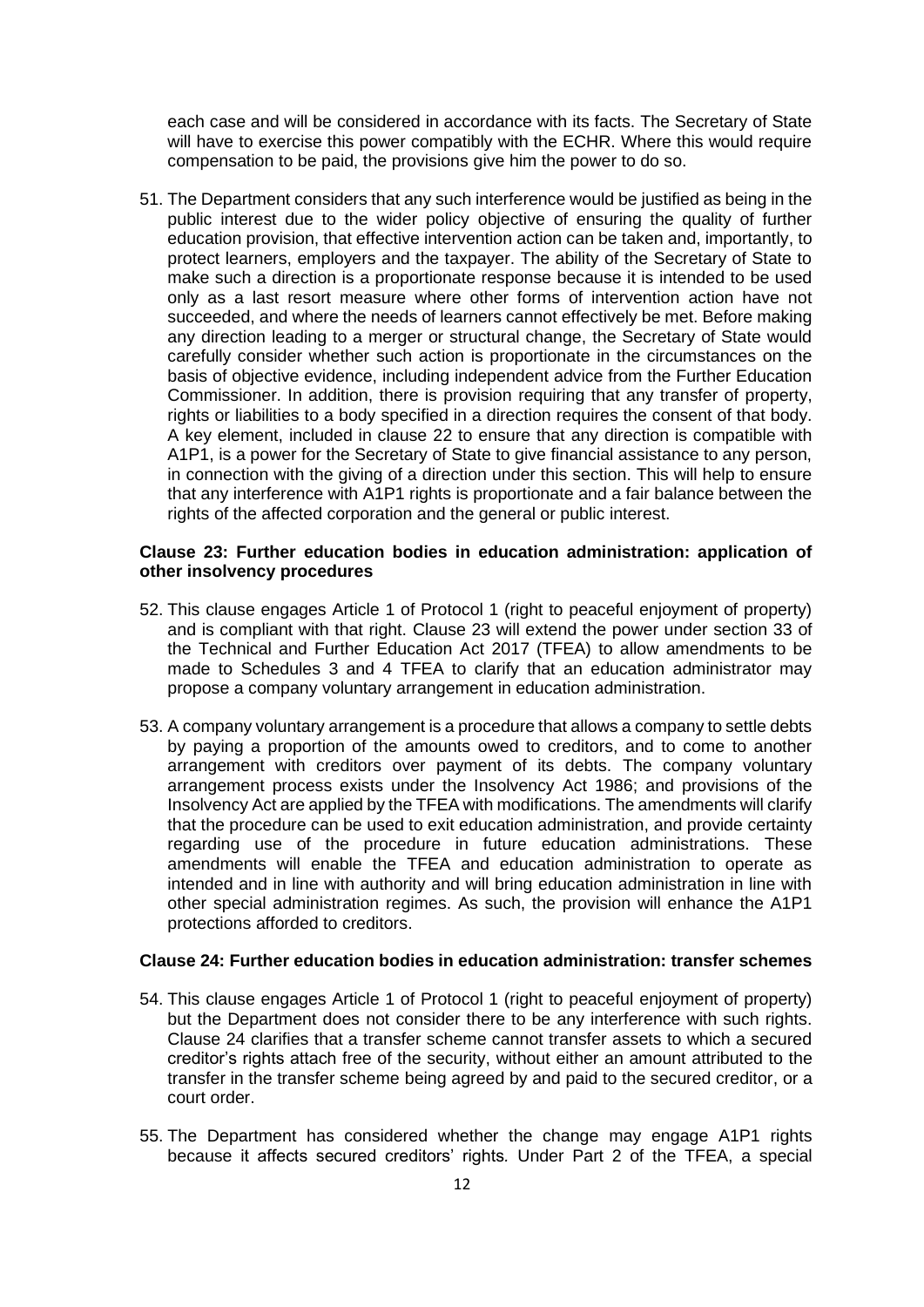each case and will be considered in accordance with its facts. The Secretary of State will have to exercise this power compatibly with the ECHR. Where this would require compensation to be paid, the provisions give him the power to do so.

51. The Department considers that any such interference would be justified as being in the public interest due to the wider policy objective of ensuring the quality of further education provision, that effective intervention action can be taken and, importantly, to protect learners, employers and the taxpayer. The ability of the Secretary of State to make such a direction is a proportionate response because it is intended to be used only as a last resort measure where other forms of intervention action have not succeeded, and where the needs of learners cannot effectively be met. Before making any direction leading to a merger or structural change, the Secretary of State would carefully consider whether such action is proportionate in the circumstances on the basis of objective evidence, including independent advice from the Further Education Commissioner. In addition, there is provision requiring that any transfer of property, rights or liabilities to a body specified in a direction requires the consent of that body. A key element, included in clause 22 to ensure that any direction is compatible with A1P1, is a power for the Secretary of State to give financial assistance to any person, in connection with the giving of a direction under this section. This will help to ensure that any interference with A1P1 rights is proportionate and a fair balance between the rights of the affected corporation and the general or public interest.

**Clause 23: Further education bodies in education administration: application of other insolvency procedures**

52. This clause engages Article 1 of Protocol 1 (right to peaceful enjoyment of property) and is compliant with that right. Clause 23 will extend the power under section 33 of the Technical and Further Education Act 2017 (TFEA) to allow amendments to be made to Schedules 3 and 4 TFEA to clarify that an education administrator may propose a company voluntary arrangement in education administration.

53. A company voluntary arrangement is a procedure that allows a company to settle debts by paying a proportion of the amounts owed to creditors, and to come to another arrangement with creditors over payment of its debts. The company voluntary arrangement process exists under the Insolvency Act 1986; and provisions of the Insolvency Act are applied by the TFEA with modifications. The amendments will clarify that the procedure can be used to exit education administration, and provide certainty regarding use of the procedure in future education administrations. These amendments will enable the TFEA and education administration to operate as intended and in line with authority and will bring education administration in line with other special administration regimes. As such, the provision will enhance the A1P1 protections afforded to creditors.

**Clause 24: Further education bodies in education administration: transfer schemes**

54. This clause engages Article 1 of Protocol 1 (right to peaceful enjoyment of property) but the Department does not consider there to be any interference with such rights. Clause 24 clarifies that a transfer scheme cannot transfer assets to which a secured creditor's rights attach free of the security, without either an amount attributed to the transfer in the transfer scheme being agreed by and paid to the secured creditor, or a court order.

55. The Department has considered whether the change may engage A1P1 rights because it affects secured creditors' rights. Under Part 2 of the TFEA, a special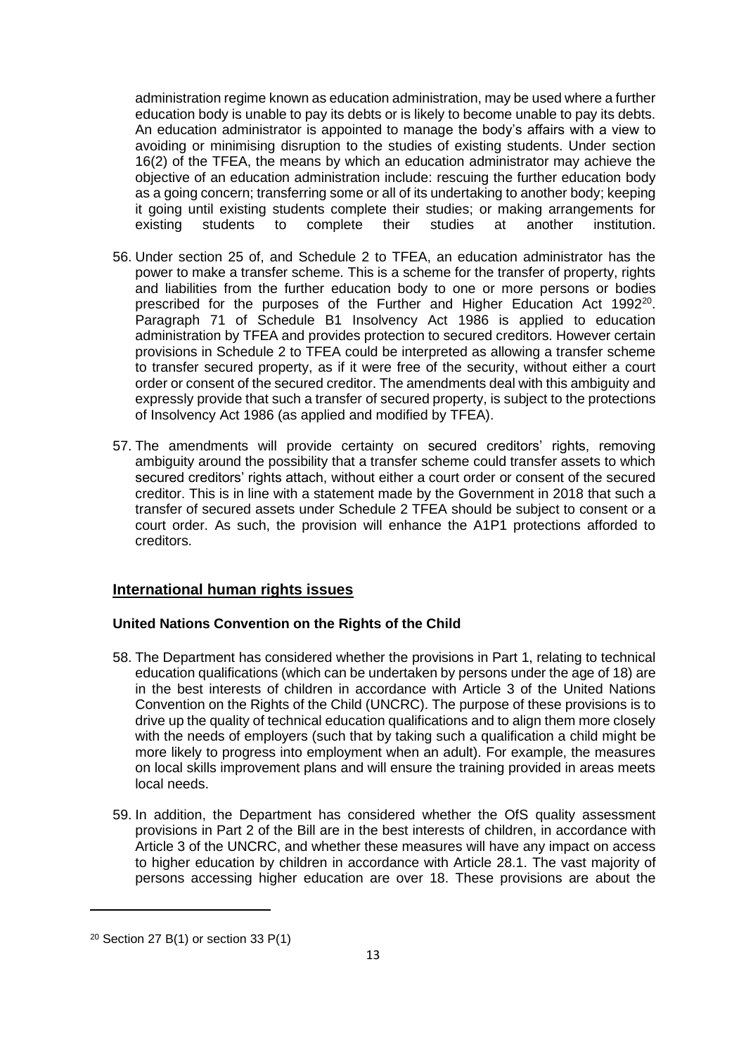administration regime known as education administration, may be used where a further education body is unable to pay its debts or is likely to become unable to pay its debts. An education administrator is appointed to manage the body's affairs with a view to avoiding or minimising disruption to the studies of existing students. Under section 16(2) of the TFEA, the means by which an education administrator may achieve the objective of an education administration include: rescuing the further education body as a going concern; transferring some or all of its undertaking to another body; keeping it going until existing students complete their studies; or making arrangements for existing students to complete their studies at another institution.

56. Under section 25 of, and Schedule 2 to TFEA, an education administrator has the power to make a transfer scheme. This is a scheme for the transfer of property, rights and liabilities from the further education body to one or more persons or bodies prescribed for the purposes of the Further and Higher Education Act 1992[20]. Paragraph 71 of Schedule B1 Insolvency Act 1986 is applied to education administration by TFEA and provides protection to secured creditors. However certain provisions in Schedule 2 to TFEA could be interpreted as allowing a transfer scheme to transfer secured property, as if it were free of the security, without either a court order or consent of the secured creditor. The amendments deal with this ambiguity and expressly provide that such a transfer of secured property, is subject to the protections of Insolvency Act 1986 (as applied and modified by TFEA).

57. The amendments will provide certainty on secured creditors' rights, removing ambiguity around the possibility that a transfer scheme could transfer assets to which secured creditors' rights attach, without either a court order or consent of the secured creditor. This is in line with a statement made by the Government in 2018 that such a transfer of secured assets under Schedule 2 TFEA should be subject to consent or a court order. As such, the provision will enhance the A1P1 protections afforded to creditors.

## International human rights issues

### United Nations Convention on the Rights of the Child

58. The Department has considered whether the provisions in Part 1, relating to technical education qualifications (which can be undertaken by persons under the age of 18) are in the best interests of children in accordance with Article 3 of the United Nations Convention on the Rights of the Child (UNCRC). The purpose of these provisions is to drive up the quality of technical education qualifications and to align them more closely with the needs of employers (such that by taking such a qualification a child might be more likely to progress into employment when an adult). For example, the measures on local skills improvement plans and will ensure the training provided in areas meets local needs.

59. In addition, the Department has considered whether the OfS quality assessment provisions in Part 2 of the Bill are in the best interests of children, in accordance with Article 3 of the UNCRC, and whether these measures will have any impact on access to higher education by children in accordance with Article 28.1. The vast majority of persons accessing higher education are over 18. These provisions are about the

---

[20] Section 27 B(1) or section 33 P(1)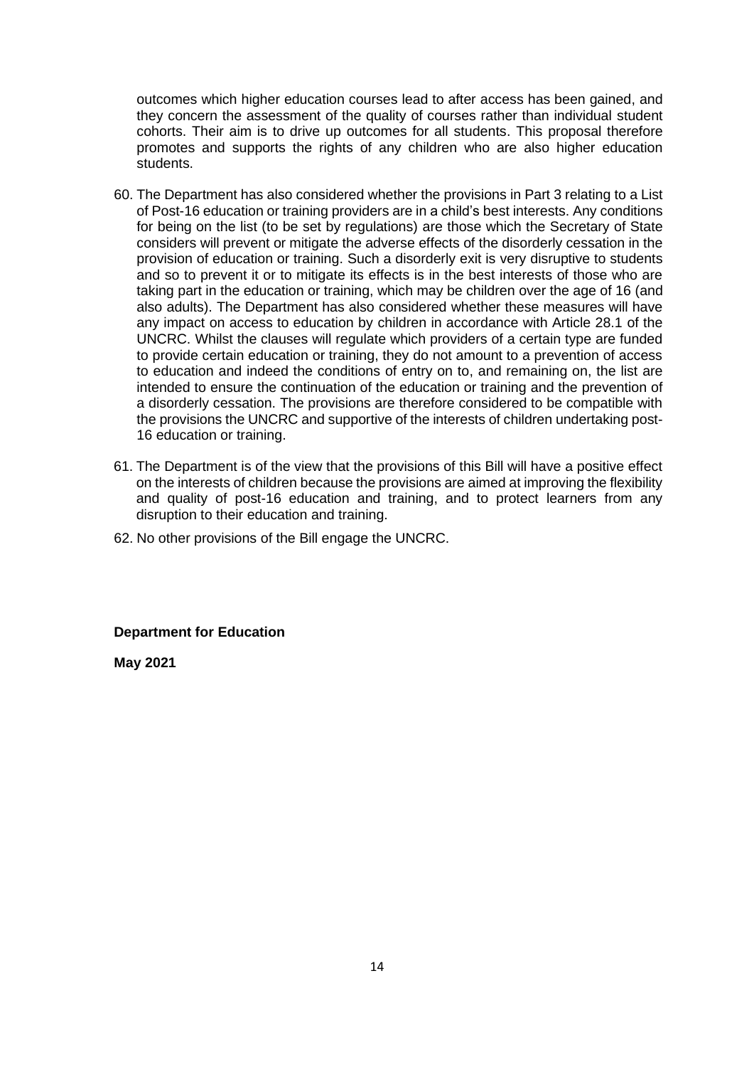outcomes which higher education courses lead to after access has been gained, and they concern the assessment of the quality of courses rather than individual student cohorts. Their aim is to drive up outcomes for all students. This proposal therefore promotes and supports the rights of any children who are also higher education students.

60. The Department has also considered whether the provisions in Part 3 relating to a List of Post-16 education or training providers are in a child's best interests. Any conditions for being on the list (to be set by regulations) are those which the Secretary of State considers will prevent or mitigate the adverse effects of the disorderly cessation in the provision of education or training. Such a disorderly exit is very disruptive to students and so to prevent it or to mitigate its effects is in the best interests of those who are taking part in the education or training, which may be children over the age of 16 (and also adults). The Department has also considered whether these measures will have any impact on access to education by children in accordance with Article 28.1 of the UNCRC. Whilst the clauses will regulate which providers of a certain type are funded to provide certain education or training, they do not amount to a prevention of access to education and indeed the conditions of entry on to, and remaining on, the list are intended to ensure the continuation of the education or training and the prevention of a disorderly cessation. The provisions are therefore considered to be compatible with the provisions the UNCRC and supportive of the interests of children undertaking post-16 education or training.

61. The Department is of the view that the provisions of this Bill will have a positive effect on the interests of children because the provisions are aimed at improving the flexibility and quality of post-16 education and training, and to protect learners from any disruption to their education and training.

62. No other provisions of the Bill engage the UNCRC.

**Department for Education**

**May 2021**